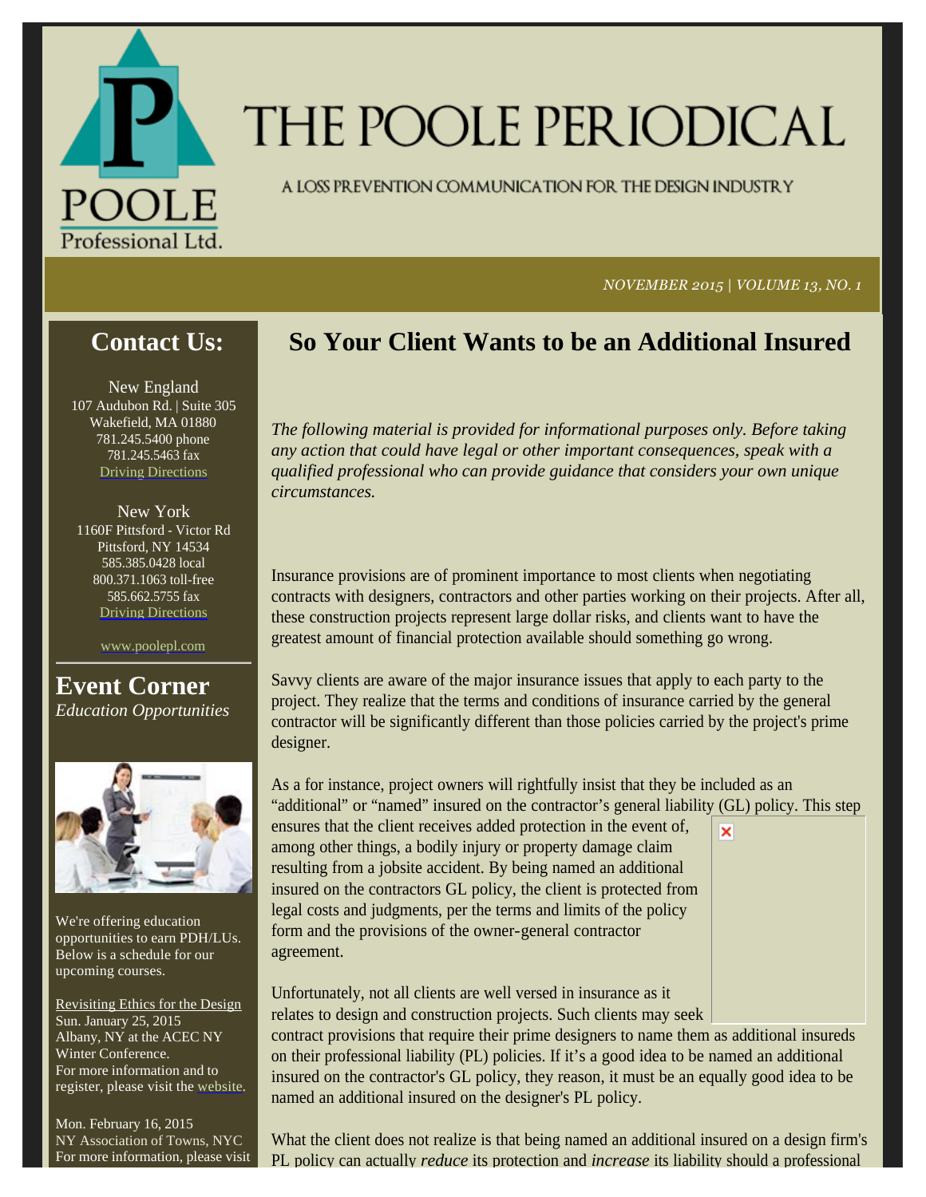# THE POOLE PERIODICAL

A LOSS PREVENTION COMMUNICATION FOR THE DESIGN INDUSTRY

*NOVEMBER 2015 | VOLUME 13, NO. 1*

## Contact Us:

New England
107 Audubon Rd. | Suite 305
Wakefield, MA 01880
781.245.5400 phone
781.245.5463 fax
Driving Directions

New York
1160F Pittsford - Victor Rd
Pittsford, NY 14534
585.385.0428 local
800.371.1063 toll-free
585.662.5755 fax
Driving Directions

www.poolepl.com

## Event Corner

*Education Opportunities*

We're offering education opportunities to earn PDH/LUs. Below is a schedule for our upcoming courses.

Revisiting Ethics for the Design
Sun. January 25, 2015
Albany, NY at the ACEC NY Winter Conference.
For more information and to register, please visit the website.

Mon. February 16, 2015
NY Association of Towns, NYC
For more information, please visit

# So Your Client Wants to be an Additional Insured

*The following material is provided for informational purposes only. Before taking any action that could have legal or other important consequences, speak with a qualified professional who can provide guidance that considers your own unique circumstances.*

Insurance provisions are of prominent importance to most clients when negotiating contracts with designers, contractors and other parties working on their projects. After all, these construction projects represent large dollar risks, and clients want to have the greatest amount of financial protection available should something go wrong.

Savvy clients are aware of the major insurance issues that apply to each party to the project. They realize that the terms and conditions of insurance carried by the general contractor will be significantly different than those policies carried by the project's prime designer.

As a for instance, project owners will rightfully insist that they be included as an "additional" or "named" insured on the contractor's general liability (GL) policy. This step ensures that the client receives added protection in the event of, among other things, a bodily injury or property damage claim resulting from a jobsite accident. By being named an additional insured on the contractors GL policy, the client is protected from legal costs and judgments, per the terms and limits of the policy form and the provisions of the owner-general contractor agreement.

Unfortunately, not all clients are well versed in insurance as it relates to design and construction projects. Such clients may seek contract provisions that require their prime designers to name them as additional insureds on their professional liability (PL) policies. If it's a good idea to be named an additional insured on the contractor's GL policy, they reason, it must be an equally good idea to be named an additional insured on the designer's PL policy.

What the client does not realize is that being named an additional insured on a design firm's PL policy can actually *reduce* its protection and *increase* its liability should a professional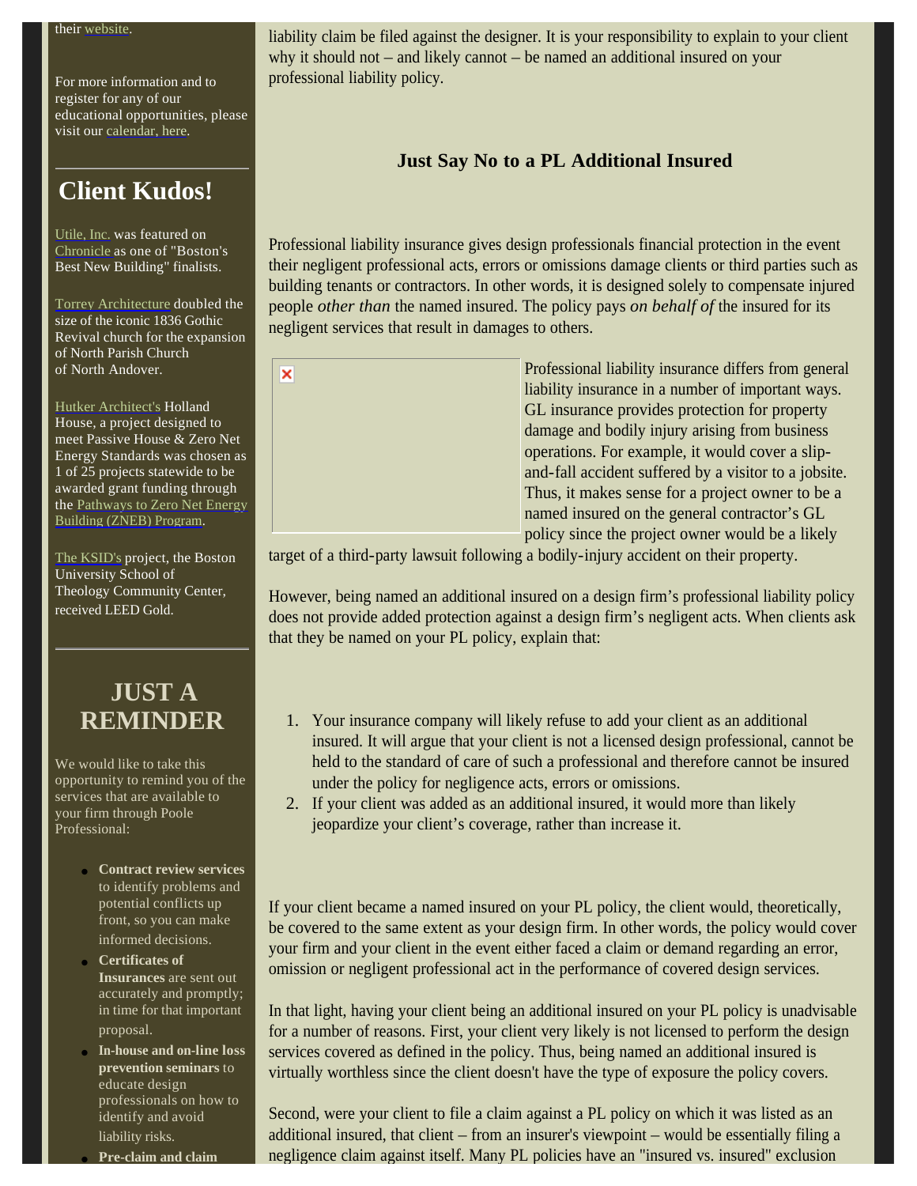their website.

For more information and to register for any of our educational opportunities, please visit our calendar, here.

## Client Kudos!

Utile, Inc. was featured on Chronicle as one of "Boston's Best New Building" finalists.

Torrey Architecture doubled the size of the iconic 1836 Gothic Revival church for the expansion of North Parish Church of North Andover.

Hutker Architect's Holland House, a project designed to meet Passive House & Zero Net Energy Standards was chosen as 1 of 25 projects statewide to be awarded grant funding through the Pathways to Zero Net Energy Building (ZNEB) Program.

The KSID's project, the Boston University School of Theology Community Center, received LEED Gold.

## JUST A REMINDER

We would like to take this opportunity to remind you of the services that are available to your firm through Poole Professional:

- **Contract review services** to identify problems and potential conflicts up front, so you can make informed decisions.
- **Certificates of Insurances** are sent out accurately and promptly; in time for that important proposal.
- **In-house and on-line loss prevention seminars** to educate design professionals on how to identify and avoid liability risks.
- **Pre-claim and claim**

liability claim be filed against the designer. It is your responsibility to explain to your client why it should not – and likely cannot – be named an additional insured on your professional liability policy.

### Just Say No to a PL Additional Insured

Professional liability insurance gives design professionals financial protection in the event their negligent professional acts, errors or omissions damage clients or third parties such as building tenants or contractors. In other words, it is designed solely to compensate injured people *other than* the named insured. The policy pays *on behalf of* the insured for its negligent services that result in damages to others.

Professional liability insurance differs from general liability insurance in a number of important ways. GL insurance provides protection for property damage and bodily injury arising from business operations. For example, it would cover a slip-and-fall accident suffered by a visitor to a jobsite. Thus, it makes sense for a project owner to be a named insured on the general contractor's GL policy since the project owner would be a likely target of a third-party lawsuit following a bodily-injury accident on their property.

However, being named an additional insured on a design firm's professional liability policy does not provide added protection against a design firm's negligent acts. When clients ask that they be named on your PL policy, explain that:

1. Your insurance company will likely refuse to add your client as an additional insured. It will argue that your client is not a licensed design professional, cannot be held to the standard of care of such a professional and therefore cannot be insured under the policy for negligence acts, errors or omissions.
2. If your client was added as an additional insured, it would more than likely jeopardize your client's coverage, rather than increase it.

If your client became a named insured on your PL policy, the client would, theoretically, be covered to the same extent as your design firm. In other words, the policy would cover your firm and your client in the event either faced a claim or demand regarding an error, omission or negligent professional act in the performance of covered design services.

In that light, having your client being an additional insured on your PL policy is unadvisable for a number of reasons. First, your client very likely is not licensed to perform the design services covered as defined in the policy. Thus, being named an additional insured is virtually worthless since the client doesn't have the type of exposure the policy covers.

Second, were your client to file a claim against a PL policy on which it was listed as an additional insured, that client – from an insurer's viewpoint – would be essentially filing a negligence claim against itself. Many PL policies have an "insured vs. insured" exclusion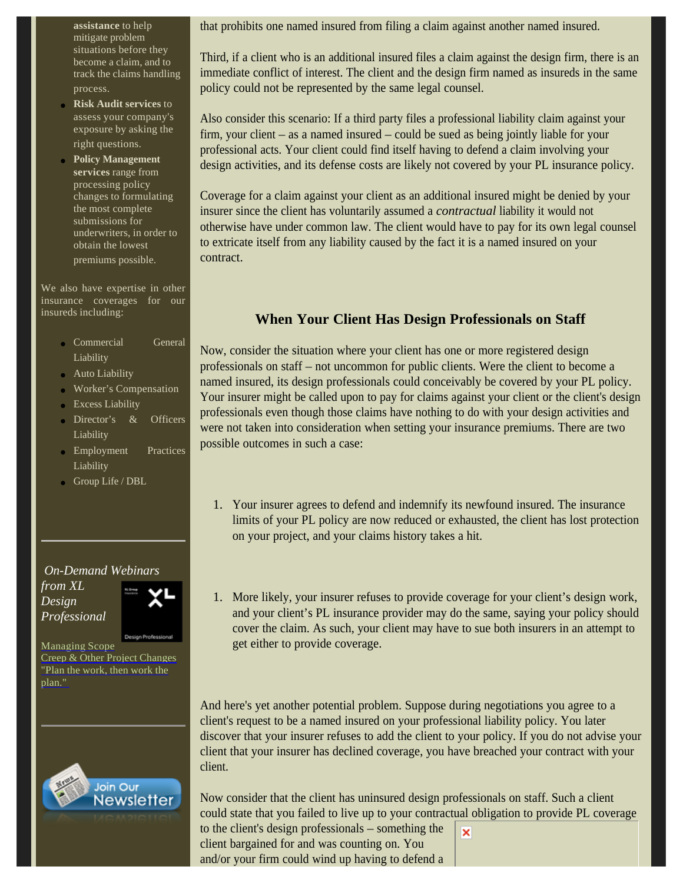**assistance** to help mitigate problem situations before they become a claim, and to track the claims handling process.

- **Risk Audit services** to assess your company's exposure by asking the right questions.
- **Policy Management services** range from processing policy changes to formulating the most complete submissions for underwriters, in order to obtain the lowest premiums possible.

We also have expertise in other insurance coverages for our insureds including:

- Commercial General Liability
- Auto Liability
- Worker's Compensation
- Excess Liability
- Director's & Officers Liability
- Employment Practices Liability
- Group Life / DBL

*On-Demand Webinars from XL Design Professional*

Managing Scope Creep & Other Project Changes "Plan the work, then work the plan."

Join Our Newsletter

that prohibits one named insured from filing a claim against another named insured.

Third, if a client who is an additional insured files a claim against the design firm, there is an immediate conflict of interest. The client and the design firm named as insureds in the same policy could not be represented by the same legal counsel.

Also consider this scenario: If a third party files a professional liability claim against your firm, your client – as a named insured – could be sued as being jointly liable for your professional acts. Your client could find itself having to defend a claim involving your design activities, and its defense costs are likely not covered by your PL insurance policy.

Coverage for a claim against your client as an additional insured might be denied by your insurer since the client has voluntarily assumed a *contractual* liability it would not otherwise have under common law. The client would have to pay for its own legal counsel to extricate itself from any liability caused by the fact it is a named insured on your contract.

## When Your Client Has Design Professionals on Staff

Now, consider the situation where your client has one or more registered design professionals on staff – not uncommon for public clients. Were the client to become a named insured, its design professionals could conceivably be covered by your PL policy. Your insurer might be called upon to pay for claims against your client or the client's design professionals even though those claims have nothing to do with your design activities and were not taken into consideration when setting your insurance premiums. There are two possible outcomes in such a case:

1. Your insurer agrees to defend and indemnify its newfound insured. The insurance limits of your PL policy are now reduced or exhausted, the client has lost protection on your project, and your claims history takes a hit.

1. More likely, your insurer refuses to provide coverage for your client's design work, and your client's PL insurance provider may do the same, saying your policy should cover the claim. As such, your client may have to sue both insurers in an attempt to get either to provide coverage.

And here's yet another potential problem. Suppose during negotiations you agree to a client's request to be a named insured on your professional liability policy. You later discover that your insurer refuses to add the client to your policy. If you do not advise your client that your insurer has declined coverage, you have breached your contract with your client.

Now consider that the client has uninsured design professionals on staff. Such a client could state that you failed to live up to your contractual obligation to provide PL coverage to the client's design professionals – something the client bargained for and was counting on. You and/or your firm could wind up having to defend a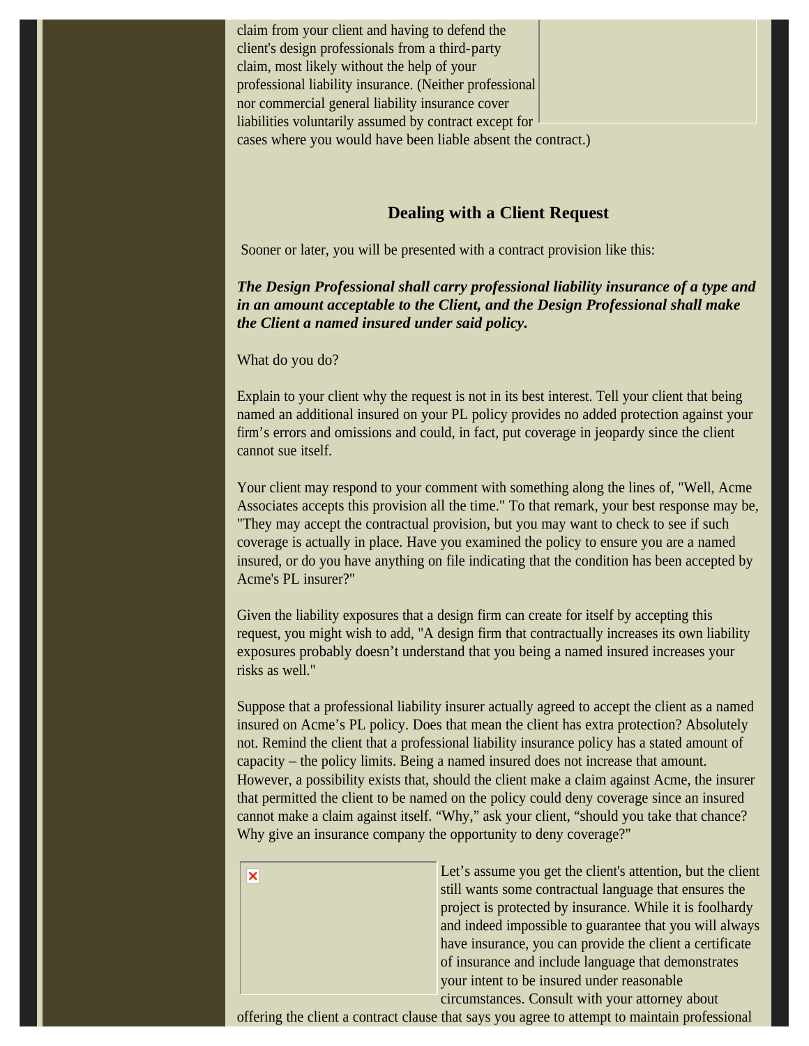claim from your client and having to defend the client's design professionals from a third-party claim, most likely without the help of your professional liability insurance. (Neither professional nor commercial general liability insurance cover liabilities voluntarily assumed by contract except for cases where you would have been liable absent the contract.)

### Dealing with a Client Request

Sooner or later, you will be presented with a contract provision like this:

***The Design Professional shall carry professional liability insurance of a type and in an amount acceptable to the Client, and the Design Professional shall make the Client a named insured under said policy.***

What do you do?

Explain to your client why the request is not in its best interest. Tell your client that being named an additional insured on your PL policy provides no added protection against your firm's errors and omissions and could, in fact, put coverage in jeopardy since the client cannot sue itself.

Your client may respond to your comment with something along the lines of, "Well, Acme Associates accepts this provision all the time." To that remark, your best response may be, "They may accept the contractual provision, but you may want to check to see if such coverage is actually in place. Have you examined the policy to ensure you are a named insured, or do you have anything on file indicating that the condition has been accepted by Acme's PL insurer?"

Given the liability exposures that a design firm can create for itself by accepting this request, you might wish to add, "A design firm that contractually increases its own liability exposures probably doesn't understand that you being a named insured increases your risks as well."

Suppose that a professional liability insurer actually agreed to accept the client as a named insured on Acme's PL policy. Does that mean the client has extra protection? Absolutely not. Remind the client that a professional liability insurance policy has a stated amount of capacity – the policy limits. Being a named insured does not increase that amount. However, a possibility exists that, should the client make a claim against Acme, the insurer that permitted the client to be named on the policy could deny coverage since an insured cannot make a claim against itself. "Why," ask your client, "should you take that chance? Why give an insurance company the opportunity to deny coverage?"

Let's assume you get the client's attention, but the client still wants some contractual language that ensures the project is protected by insurance. While it is foolhardy and indeed impossible to guarantee that you will always have insurance, you can provide the client a certificate of insurance and include language that demonstrates your intent to be insured under reasonable circumstances. Consult with your attorney about offering the client a contract clause that says you agree to attempt to maintain professional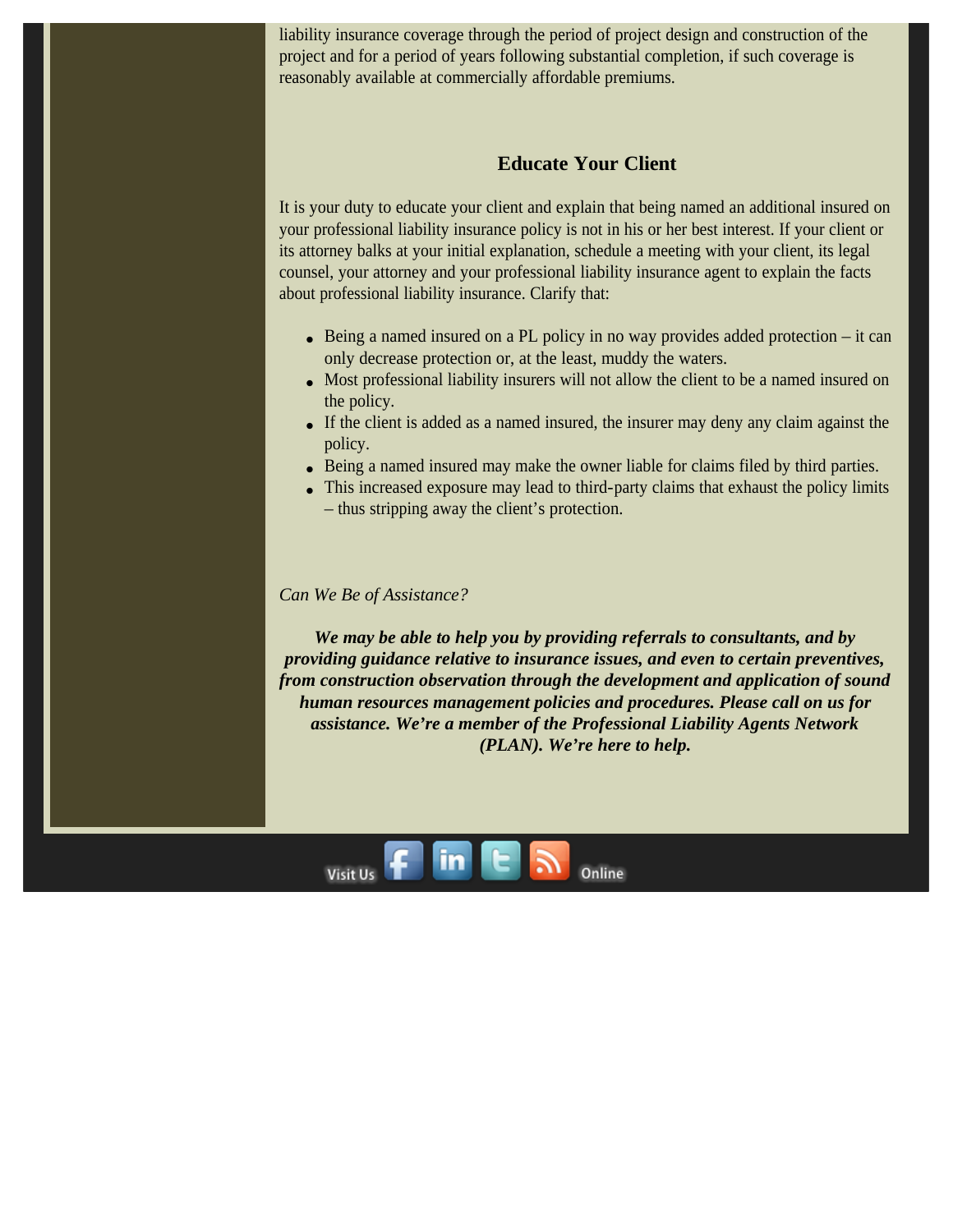liability insurance coverage through the period of project design and construction of the project and for a period of years following substantial completion, if such coverage is reasonably available at commercially affordable premiums.

## Educate Your Client

It is your duty to educate your client and explain that being named an additional insured on your professional liability insurance policy is not in his or her best interest. If your client or its attorney balks at your initial explanation, schedule a meeting with your client, its legal counsel, your attorney and your professional liability insurance agent to explain the facts about professional liability insurance. Clarify that:

- Being a named insured on a PL policy in no way provides added protection – it can only decrease protection or, at the least, muddy the waters.
- Most professional liability insurers will not allow the client to be a named insured on the policy.
- If the client is added as a named insured, the insurer may deny any claim against the policy.
- Being a named insured may make the owner liable for claims filed by third parties.
- This increased exposure may lead to third-party claims that exhaust the policy limits – thus stripping away the client's protection.

*Can We Be of Assistance?*

***We may be able to help you by providing referrals to consultants, and by providing guidance relative to insurance issues, and even to certain preventives, from construction observation through the development and application of sound human resources management policies and procedures. Please call on us for assistance. We're a member of the Professional Liability Agents Network (PLAN). We're here to help.***

Visit Us Online